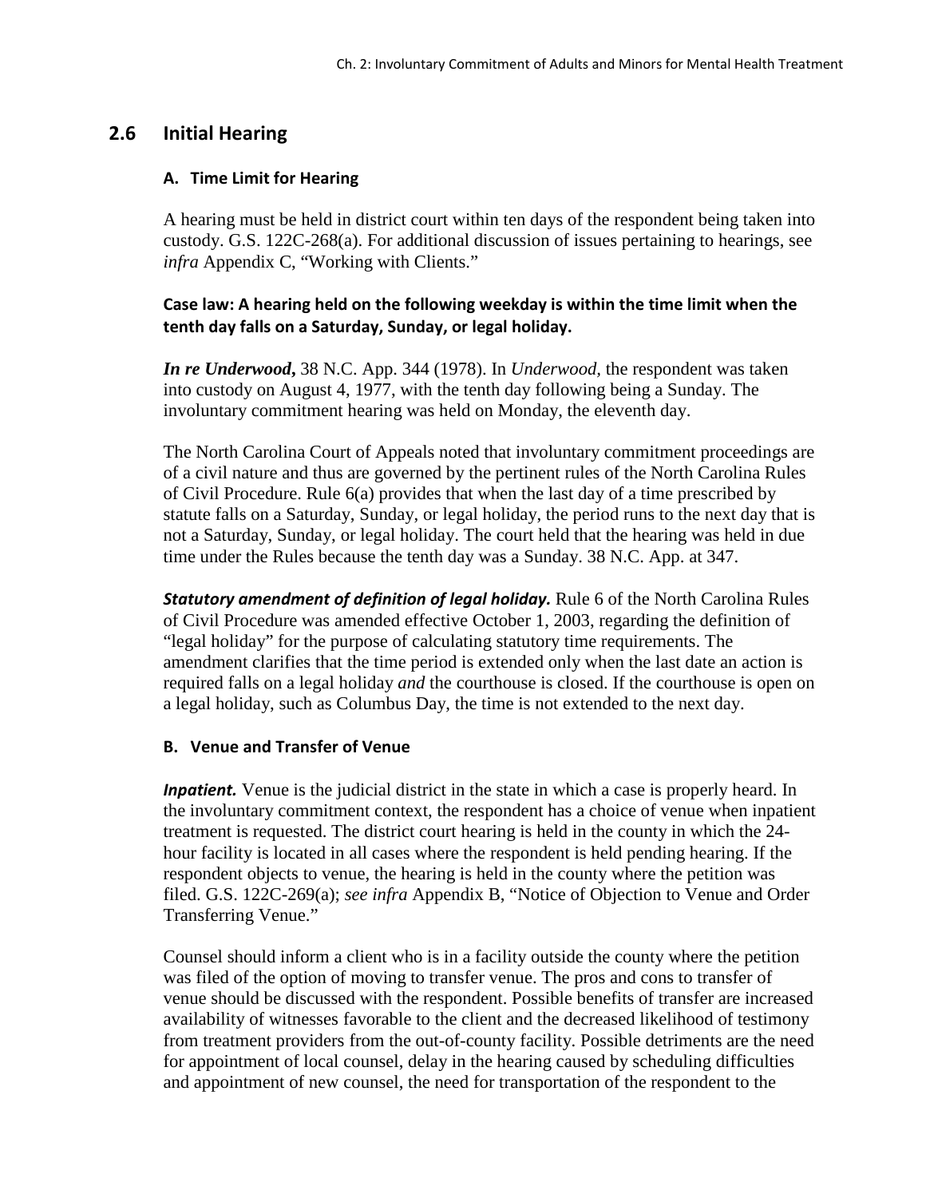## 2.6 Initial Hearing

### A. Time Limit for Hearing

A hearing must be held in district court within ten days of the respondent being taken into custody. G.S. 122C-268(a). For additional discussion of issues pertaining to hearings, see *infra* Appendix C, "Working with Clients."

**Case law: A hearing held on the following weekday is within the time limit when the tenth day falls on a Saturday, Sunday, or legal holiday.**

***In re Underwood***, 38 N.C. App. 344 (1978). In *Underwood*, the respondent was taken into custody on August 4, 1977, with the tenth day following being a Sunday. The involuntary commitment hearing was held on Monday, the eleventh day.

The North Carolina Court of Appeals noted that involuntary commitment proceedings are of a civil nature and thus are governed by the pertinent rules of the North Carolina Rules of Civil Procedure. Rule 6(a) provides that when the last day of a time prescribed by statute falls on a Saturday, Sunday, or legal holiday, the period runs to the next day that is not a Saturday, Sunday, or legal holiday. The court held that the hearing was held in due time under the Rules because the tenth day was a Sunday. 38 N.C. App. at 347.

***Statutory amendment of definition of legal holiday.*** Rule 6 of the North Carolina Rules of Civil Procedure was amended effective October 1, 2003, regarding the definition of "legal holiday" for the purpose of calculating statutory time requirements. The amendment clarifies that the time period is extended only when the last date an action is required falls on a legal holiday *and* the courthouse is closed. If the courthouse is open on a legal holiday, such as Columbus Day, the time is not extended to the next day.

### B. Venue and Transfer of Venue

***Inpatient.*** Venue is the judicial district in the state in which a case is properly heard. In the involuntary commitment context, the respondent has a choice of venue when inpatient treatment is requested. The district court hearing is held in the county in which the 24-hour facility is located in all cases where the respondent is held pending hearing. If the respondent objects to venue, the hearing is held in the county where the petition was filed. G.S. 122C-269(a); *see infra* Appendix B, "Notice of Objection to Venue and Order Transferring Venue."

Counsel should inform a client who is in a facility outside the county where the petition was filed of the option of moving to transfer venue. The pros and cons to transfer of venue should be discussed with the respondent. Possible benefits of transfer are increased availability of witnesses favorable to the client and the decreased likelihood of testimony from treatment providers from the out-of-county facility. Possible detriments are the need for appointment of local counsel, delay in the hearing caused by scheduling difficulties and appointment of new counsel, the need for transportation of the respondent to the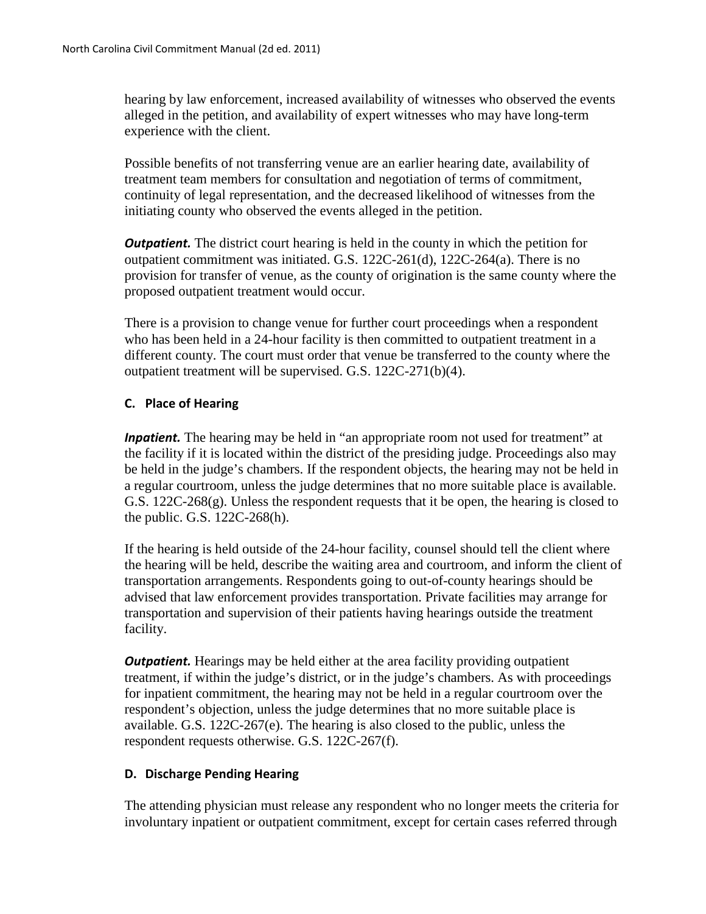hearing by law enforcement, increased availability of witnesses who observed the events alleged in the petition, and availability of expert witnesses who may have long-term experience with the client.

Possible benefits of not transferring venue are an earlier hearing date, availability of treatment team members for consultation and negotiation of terms of commitment, continuity of legal representation, and the decreased likelihood of witnesses from the initiating county who observed the events alleged in the petition.

***Outpatient.*** The district court hearing is held in the county in which the petition for outpatient commitment was initiated. G.S. 122C-261(d), 122C-264(a). There is no provision for transfer of venue, as the county of origination is the same county where the proposed outpatient treatment would occur.

There is a provision to change venue for further court proceedings when a respondent who has been held in a 24-hour facility is then committed to outpatient treatment in a different county. The court must order that venue be transferred to the county where the outpatient treatment will be supervised. G.S. 122C-271(b)(4).

### C. Place of Hearing

***Inpatient.*** The hearing may be held in "an appropriate room not used for treatment" at the facility if it is located within the district of the presiding judge. Proceedings also may be held in the judge's chambers. If the respondent objects, the hearing may not be held in a regular courtroom, unless the judge determines that no more suitable place is available. G.S. 122C-268(g). Unless the respondent requests that it be open, the hearing is closed to the public. G.S. 122C-268(h).

If the hearing is held outside of the 24-hour facility, counsel should tell the client where the hearing will be held, describe the waiting area and courtroom, and inform the client of transportation arrangements. Respondents going to out-of-county hearings should be advised that law enforcement provides transportation. Private facilities may arrange for transportation and supervision of their patients having hearings outside the treatment facility.

***Outpatient.*** Hearings may be held either at the area facility providing outpatient treatment, if within the judge's district, or in the judge's chambers. As with proceedings for inpatient commitment, the hearing may not be held in a regular courtroom over the respondent's objection, unless the judge determines that no more suitable place is available. G.S. 122C-267(e). The hearing is also closed to the public, unless the respondent requests otherwise. G.S. 122C-267(f).

### D. Discharge Pending Hearing

The attending physician must release any respondent who no longer meets the criteria for involuntary inpatient or outpatient commitment, except for certain cases referred through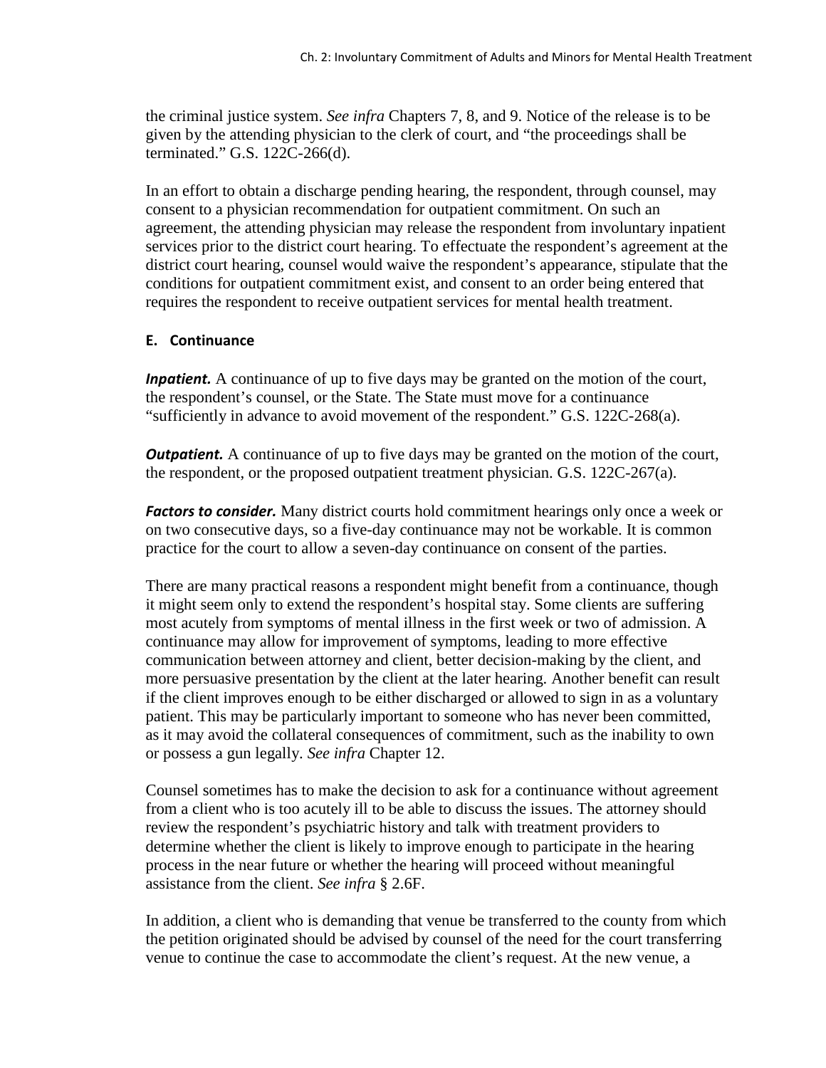the criminal justice system. *See infra* Chapters 7, 8, and 9. Notice of the release is to be given by the attending physician to the clerk of court, and "the proceedings shall be terminated." G.S. 122C-266(d).

In an effort to obtain a discharge pending hearing, the respondent, through counsel, may consent to a physician recommendation for outpatient commitment. On such an agreement, the attending physician may release the respondent from involuntary inpatient services prior to the district court hearing. To effectuate the respondent's agreement at the district court hearing, counsel would waive the respondent's appearance, stipulate that the conditions for outpatient commitment exist, and consent to an order being entered that requires the respondent to receive outpatient services for mental health treatment.

### E. Continuance

***Inpatient.*** A continuance of up to five days may be granted on the motion of the court, the respondent's counsel, or the State. The State must move for a continuance "sufficiently in advance to avoid movement of the respondent." G.S. 122C-268(a).

***Outpatient.*** A continuance of up to five days may be granted on the motion of the court, the respondent, or the proposed outpatient treatment physician. G.S. 122C-267(a).

***Factors to consider.*** Many district courts hold commitment hearings only once a week or on two consecutive days, so a five-day continuance may not be workable. It is common practice for the court to allow a seven-day continuance on consent of the parties.

There are many practical reasons a respondent might benefit from a continuance, though it might seem only to extend the respondent's hospital stay. Some clients are suffering most acutely from symptoms of mental illness in the first week or two of admission. A continuance may allow for improvement of symptoms, leading to more effective communication between attorney and client, better decision-making by the client, and more persuasive presentation by the client at the later hearing. Another benefit can result if the client improves enough to be either discharged or allowed to sign in as a voluntary patient. This may be particularly important to someone who has never been committed, as it may avoid the collateral consequences of commitment, such as the inability to own or possess a gun legally. *See infra* Chapter 12.

Counsel sometimes has to make the decision to ask for a continuance without agreement from a client who is too acutely ill to be able to discuss the issues. The attorney should review the respondent's psychiatric history and talk with treatment providers to determine whether the client is likely to improve enough to participate in the hearing process in the near future or whether the hearing will proceed without meaningful assistance from the client. *See infra* § 2.6F.

In addition, a client who is demanding that venue be transferred to the county from which the petition originated should be advised by counsel of the need for the court transferring venue to continue the case to accommodate the client's request. At the new venue, a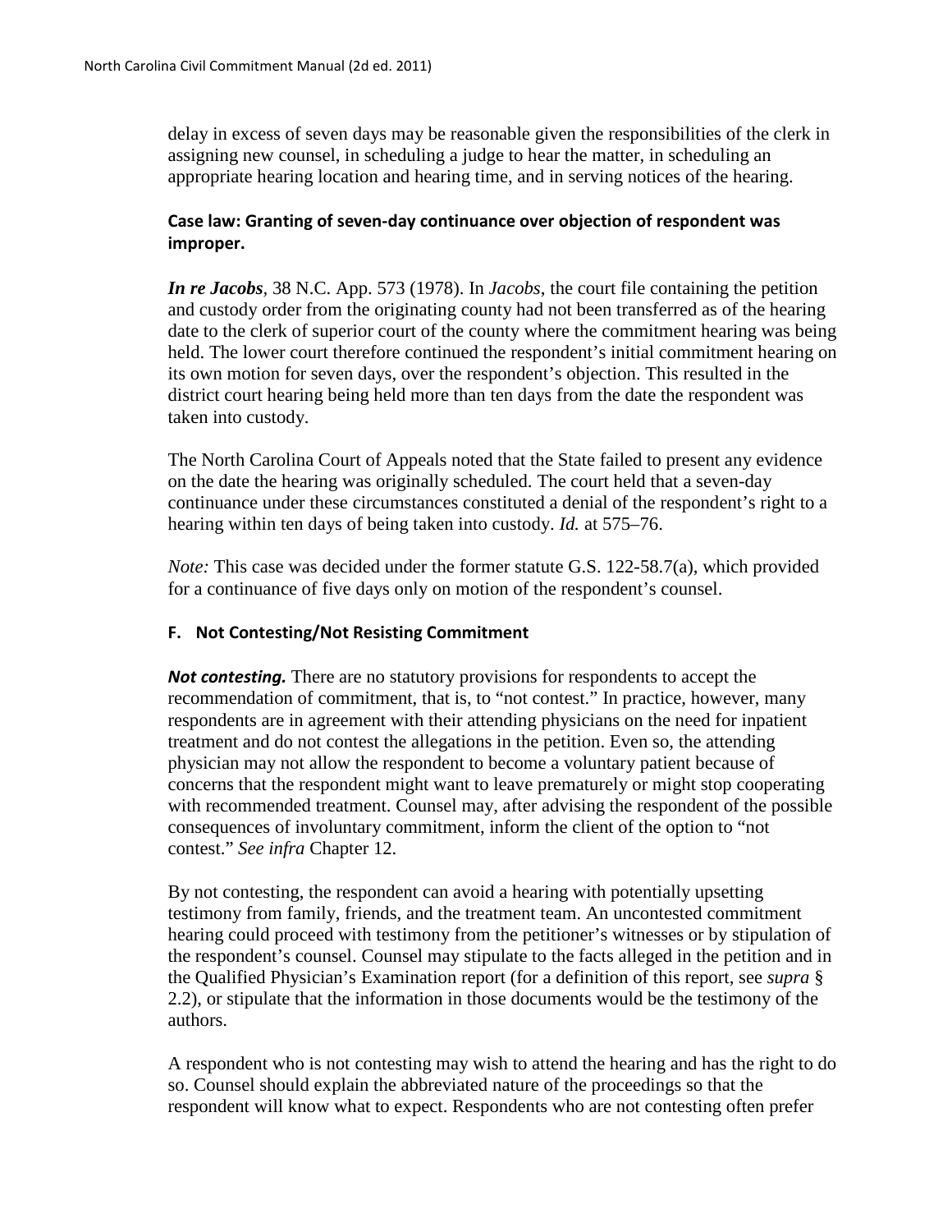delay in excess of seven days may be reasonable given the responsibilities of the clerk in assigning new counsel, in scheduling a judge to hear the matter, in scheduling an appropriate hearing location and hearing time, and in serving notices of the hearing.

**Case law: Granting of seven-day continuance over objection of respondent was improper.**

***In re Jacobs***, 38 N.C. App. 573 (1978). In *Jacobs*, the court file containing the petition and custody order from the originating county had not been transferred as of the hearing date to the clerk of superior court of the county where the commitment hearing was being held. The lower court therefore continued the respondent's initial commitment hearing on its own motion for seven days, over the respondent's objection. This resulted in the district court hearing being held more than ten days from the date the respondent was taken into custody.

The North Carolina Court of Appeals noted that the State failed to present any evidence on the date the hearing was originally scheduled. The court held that a seven-day continuance under these circumstances constituted a denial of the respondent's right to a hearing within ten days of being taken into custody. *Id.* at 575–76.

*Note:* This case was decided under the former statute G.S. 122-58.7(a), which provided for a continuance of five days only on motion of the respondent's counsel.

### F. Not Contesting/Not Resisting Commitment

***Not contesting.*** There are no statutory provisions for respondents to accept the recommendation of commitment, that is, to "not contest." In practice, however, many respondents are in agreement with their attending physicians on the need for inpatient treatment and do not contest the allegations in the petition. Even so, the attending physician may not allow the respondent to become a voluntary patient because of concerns that the respondent might want to leave prematurely or might stop cooperating with recommended treatment. Counsel may, after advising the respondent of the possible consequences of involuntary commitment, inform the client of the option to "not contest." *See infra* Chapter 12.

By not contesting, the respondent can avoid a hearing with potentially upsetting testimony from family, friends, and the treatment team. An uncontested commitment hearing could proceed with testimony from the petitioner's witnesses or by stipulation of the respondent's counsel. Counsel may stipulate to the facts alleged in the petition and in the Qualified Physician's Examination report (for a definition of this report, see *supra* § 2.2), or stipulate that the information in those documents would be the testimony of the authors.

A respondent who is not contesting may wish to attend the hearing and has the right to do so. Counsel should explain the abbreviated nature of the proceedings so that the respondent will know what to expect. Respondents who are not contesting often prefer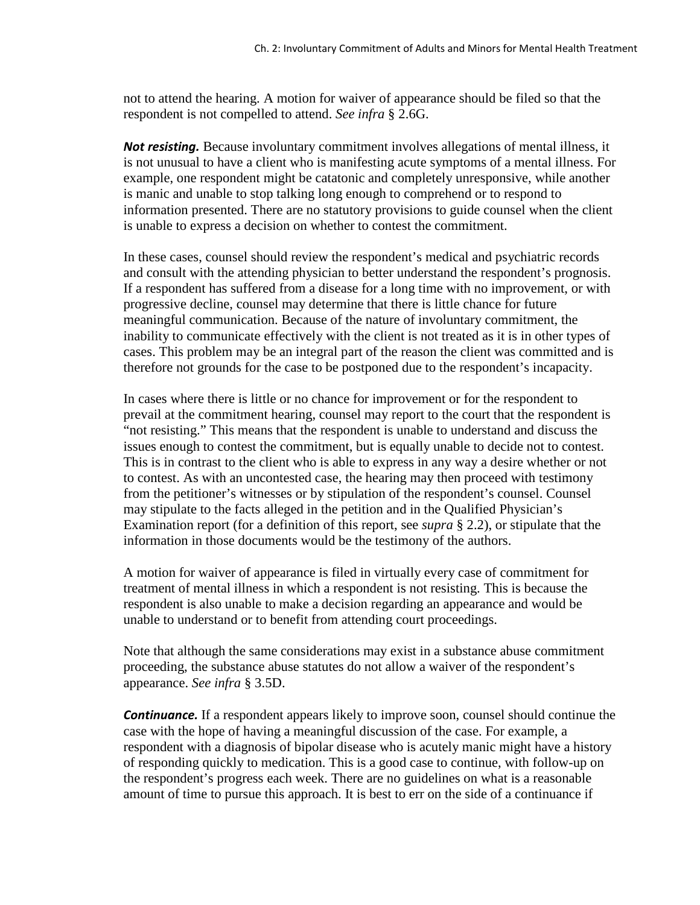not to attend the hearing. A motion for waiver of appearance should be filed so that the respondent is not compelled to attend. *See infra* § 2.6G.

***Not resisting.*** Because involuntary commitment involves allegations of mental illness, it is not unusual to have a client who is manifesting acute symptoms of a mental illness. For example, one respondent might be catatonic and completely unresponsive, while another is manic and unable to stop talking long enough to comprehend or to respond to information presented. There are no statutory provisions to guide counsel when the client is unable to express a decision on whether to contest the commitment.

In these cases, counsel should review the respondent's medical and psychiatric records and consult with the attending physician to better understand the respondent's prognosis. If a respondent has suffered from a disease for a long time with no improvement, or with progressive decline, counsel may determine that there is little chance for future meaningful communication. Because of the nature of involuntary commitment, the inability to communicate effectively with the client is not treated as it is in other types of cases. This problem may be an integral part of the reason the client was committed and is therefore not grounds for the case to be postponed due to the respondent's incapacity.

In cases where there is little or no chance for improvement or for the respondent to prevail at the commitment hearing, counsel may report to the court that the respondent is "not resisting." This means that the respondent is unable to understand and discuss the issues enough to contest the commitment, but is equally unable to decide not to contest. This is in contrast to the client who is able to express in any way a desire whether or not to contest. As with an uncontested case, the hearing may then proceed with testimony from the petitioner's witnesses or by stipulation of the respondent's counsel. Counsel may stipulate to the facts alleged in the petition and in the Qualified Physician's Examination report (for a definition of this report, see *supra* § 2.2), or stipulate that the information in those documents would be the testimony of the authors.

A motion for waiver of appearance is filed in virtually every case of commitment for treatment of mental illness in which a respondent is not resisting. This is because the respondent is also unable to make a decision regarding an appearance and would be unable to understand or to benefit from attending court proceedings.

Note that although the same considerations may exist in a substance abuse commitment proceeding, the substance abuse statutes do not allow a waiver of the respondent's appearance. *See infra* § 3.5D.

***Continuance.*** If a respondent appears likely to improve soon, counsel should continue the case with the hope of having a meaningful discussion of the case. For example, a respondent with a diagnosis of bipolar disease who is acutely manic might have a history of responding quickly to medication. This is a good case to continue, with follow-up on the respondent's progress each week. There are no guidelines on what is a reasonable amount of time to pursue this approach. It is best to err on the side of a continuance if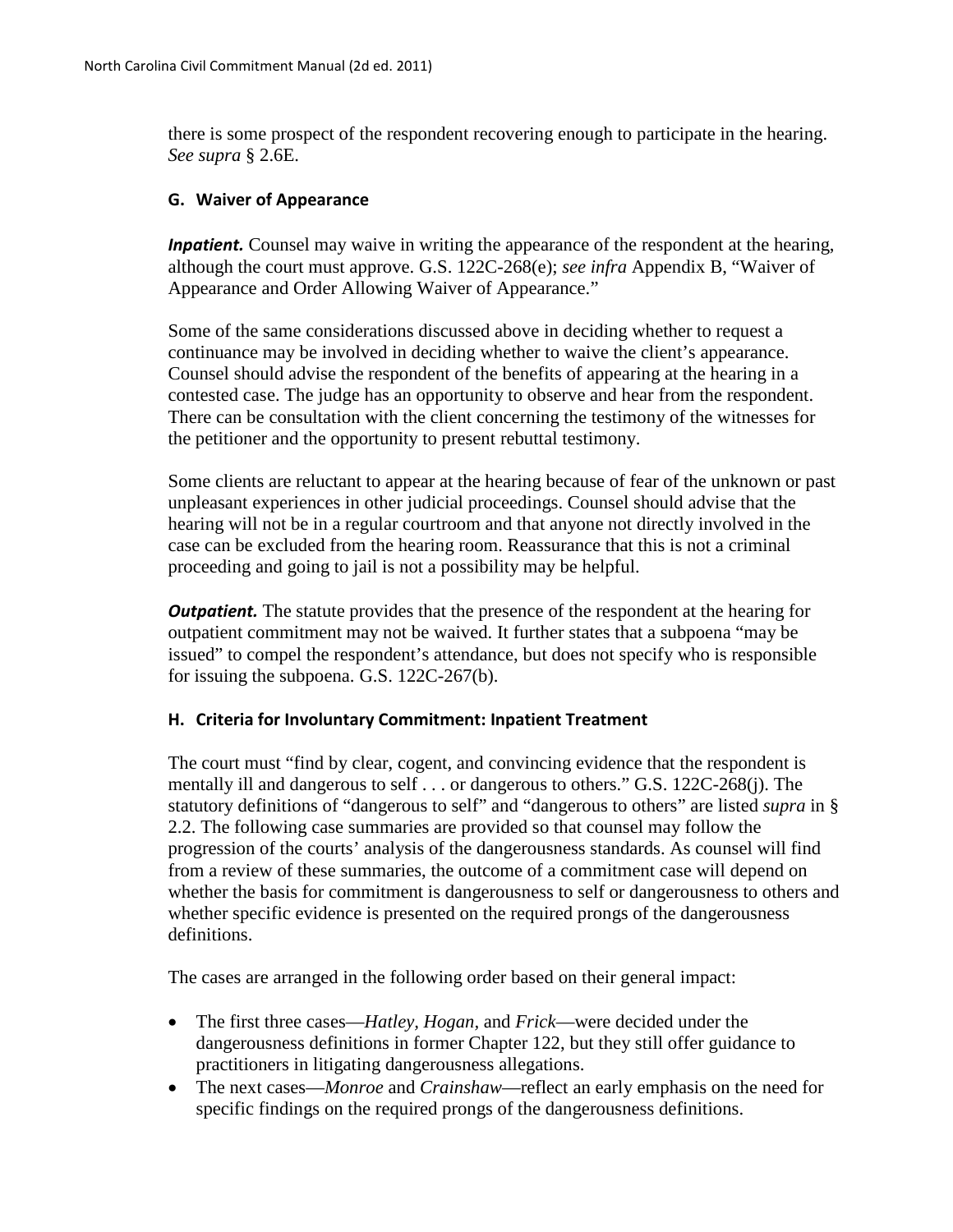there is some prospect of the respondent recovering enough to participate in the hearing. *See supra* § 2.6E.

### G. Waiver of Appearance

***Inpatient.*** Counsel may waive in writing the appearance of the respondent at the hearing, although the court must approve. G.S. 122C-268(e); *see infra* Appendix B, "Waiver of Appearance and Order Allowing Waiver of Appearance."

Some of the same considerations discussed above in deciding whether to request a continuance may be involved in deciding whether to waive the client's appearance. Counsel should advise the respondent of the benefits of appearing at the hearing in a contested case. The judge has an opportunity to observe and hear from the respondent. There can be consultation with the client concerning the testimony of the witnesses for the petitioner and the opportunity to present rebuttal testimony.

Some clients are reluctant to appear at the hearing because of fear of the unknown or past unpleasant experiences in other judicial proceedings. Counsel should advise that the hearing will not be in a regular courtroom and that anyone not directly involved in the case can be excluded from the hearing room. Reassurance that this is not a criminal proceeding and going to jail is not a possibility may be helpful.

***Outpatient.*** The statute provides that the presence of the respondent at the hearing for outpatient commitment may not be waived. It further states that a subpoena "may be issued" to compel the respondent's attendance, but does not specify who is responsible for issuing the subpoena. G.S. 122C-267(b).

### H. Criteria for Involuntary Commitment: Inpatient Treatment

The court must "find by clear, cogent, and convincing evidence that the respondent is mentally ill and dangerous to self . . . or dangerous to others." G.S. 122C-268(j). The statutory definitions of "dangerous to self" and "dangerous to others" are listed *supra* in § 2.2. The following case summaries are provided so that counsel may follow the progression of the courts' analysis of the dangerousness standards. As counsel will find from a review of these summaries, the outcome of a commitment case will depend on whether the basis for commitment is dangerousness to self or dangerousness to others and whether specific evidence is presented on the required prongs of the dangerousness definitions.

The cases are arranged in the following order based on their general impact:

- The first three cases—*Hatley, Hogan,* and *Frick*—were decided under the dangerousness definitions in former Chapter 122, but they still offer guidance to practitioners in litigating dangerousness allegations.
- The next cases—*Monroe* and *Crainshaw*—reflect an early emphasis on the need for specific findings on the required prongs of the dangerousness definitions.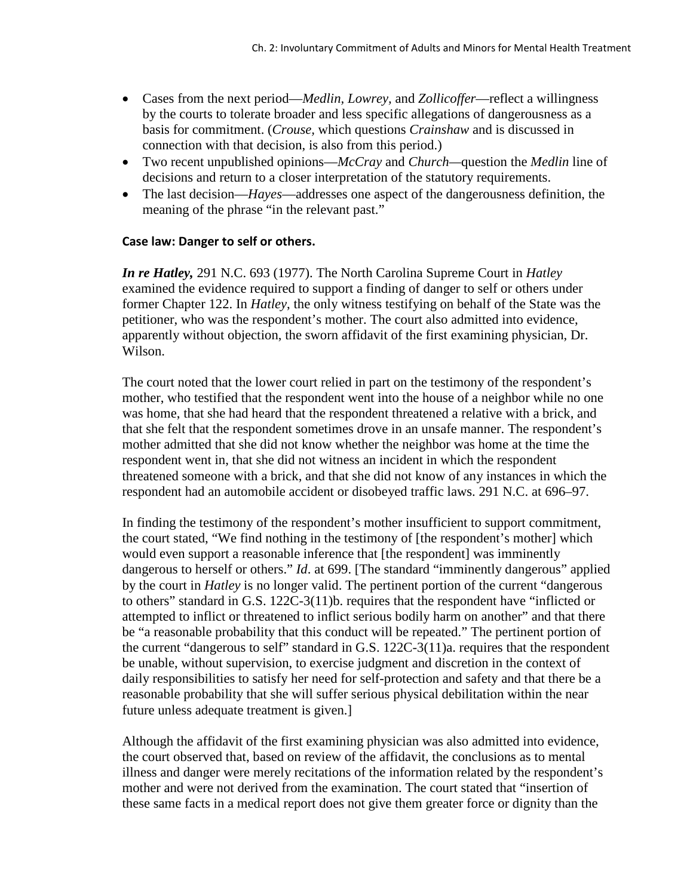- Cases from the next period—*Medlin, Lowrey,* and *Zollicoffer*—reflect a willingness by the courts to tolerate broader and less specific allegations of dangerousness as a basis for commitment. (*Crouse*, which questions *Crainshaw* and is discussed in connection with that decision, is also from this period.)
- Two recent unpublished opinions—*McCray* and *Church*—question the *Medlin* line of decisions and return to a closer interpretation of the statutory requirements.
- The last decision—*Hayes*—addresses one aspect of the dangerousness definition, the meaning of the phrase "in the relevant past."

**Case law: Danger to self or others.**

***In re Hatley,*** 291 N.C. 693 (1977). The North Carolina Supreme Court in *Hatley* examined the evidence required to support a finding of danger to self or others under former Chapter 122. In *Hatley*, the only witness testifying on behalf of the State was the petitioner, who was the respondent's mother. The court also admitted into evidence, apparently without objection, the sworn affidavit of the first examining physician, Dr. Wilson.

The court noted that the lower court relied in part on the testimony of the respondent's mother, who testified that the respondent went into the house of a neighbor while no one was home, that she had heard that the respondent threatened a relative with a brick, and that she felt that the respondent sometimes drove in an unsafe manner. The respondent's mother admitted that she did not know whether the neighbor was home at the time the respondent went in, that she did not witness an incident in which the respondent threatened someone with a brick, and that she did not know of any instances in which the respondent had an automobile accident or disobeyed traffic laws. 291 N.C. at 696–97.

In finding the testimony of the respondent's mother insufficient to support commitment, the court stated, "We find nothing in the testimony of [the respondent's mother] which would even support a reasonable inference that [the respondent] was imminently dangerous to herself or others." *Id*. at 699. [The standard "imminently dangerous" applied by the court in *Hatley* is no longer valid. The pertinent portion of the current "dangerous to others" standard in G.S. 122C-3(11)b. requires that the respondent have "inflicted or attempted to inflict or threatened to inflict serious bodily harm on another" and that there be "a reasonable probability that this conduct will be repeated." The pertinent portion of the current "dangerous to self" standard in G.S. 122C-3(11)a. requires that the respondent be unable, without supervision, to exercise judgment and discretion in the context of daily responsibilities to satisfy her need for self-protection and safety and that there be a reasonable probability that she will suffer serious physical debilitation within the near future unless adequate treatment is given.]

Although the affidavit of the first examining physician was also admitted into evidence, the court observed that, based on review of the affidavit, the conclusions as to mental illness and danger were merely recitations of the information related by the respondent's mother and were not derived from the examination. The court stated that "insertion of these same facts in a medical report does not give them greater force or dignity than the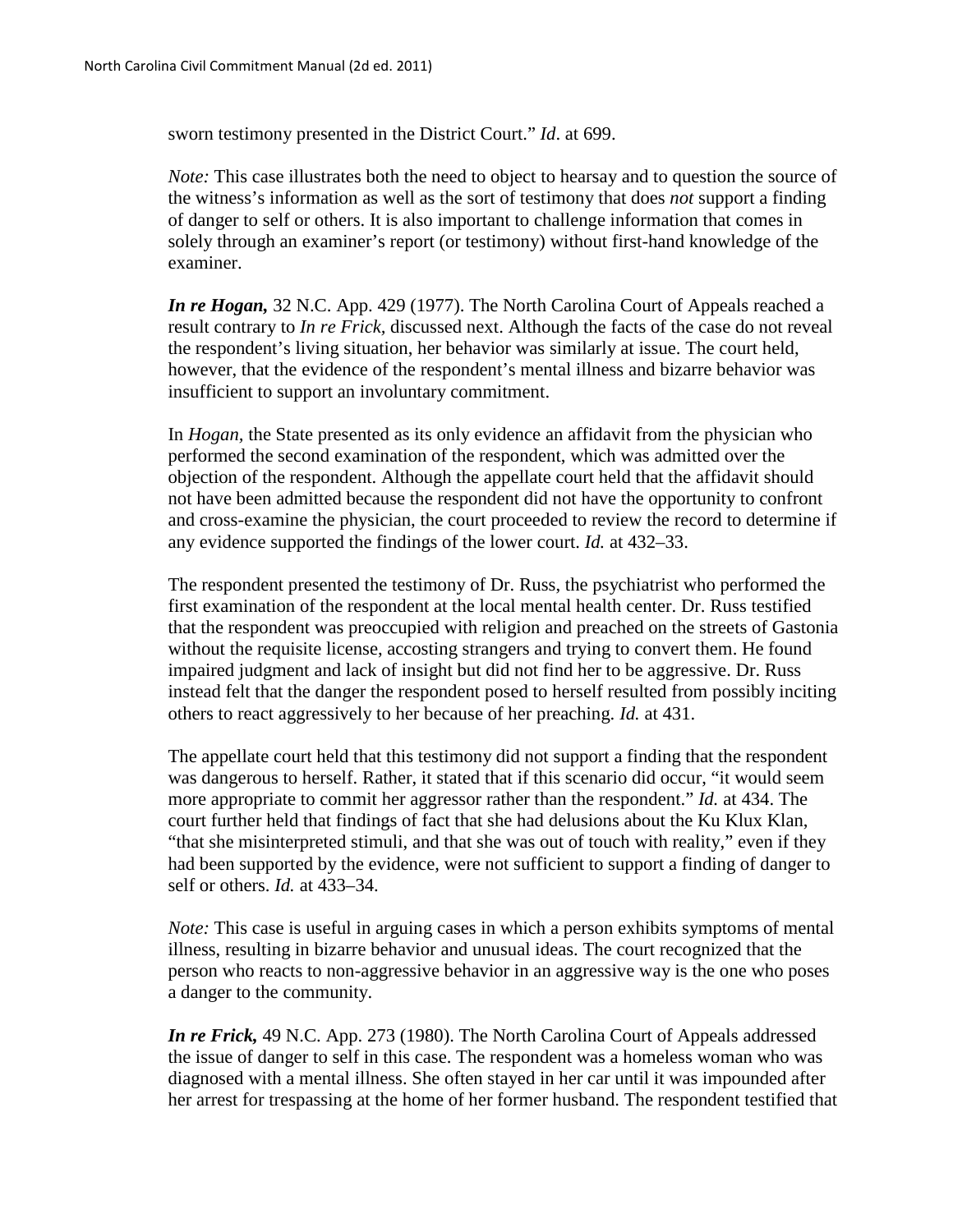sworn testimony presented in the District Court." *Id*. at 699.

*Note:* This case illustrates both the need to object to hearsay and to question the source of the witness's information as well as the sort of testimony that does *not* support a finding of danger to self or others. It is also important to challenge information that comes in solely through an examiner's report (or testimony) without first-hand knowledge of the examiner.

***In re Hogan,*** 32 N.C. App. 429 (1977). The North Carolina Court of Appeals reached a result contrary to *In re Frick*, discussed next. Although the facts of the case do not reveal the respondent's living situation, her behavior was similarly at issue. The court held, however, that the evidence of the respondent's mental illness and bizarre behavior was insufficient to support an involuntary commitment.

In *Hogan,* the State presented as its only evidence an affidavit from the physician who performed the second examination of the respondent, which was admitted over the objection of the respondent. Although the appellate court held that the affidavit should not have been admitted because the respondent did not have the opportunity to confront and cross-examine the physician, the court proceeded to review the record to determine if any evidence supported the findings of the lower court. *Id.* at 432–33.

The respondent presented the testimony of Dr. Russ, the psychiatrist who performed the first examination of the respondent at the local mental health center. Dr. Russ testified that the respondent was preoccupied with religion and preached on the streets of Gastonia without the requisite license, accosting strangers and trying to convert them. He found impaired judgment and lack of insight but did not find her to be aggressive. Dr. Russ instead felt that the danger the respondent posed to herself resulted from possibly inciting others to react aggressively to her because of her preaching. *Id.* at 431.

The appellate court held that this testimony did not support a finding that the respondent was dangerous to herself. Rather, it stated that if this scenario did occur, "it would seem more appropriate to commit her aggressor rather than the respondent." *Id.* at 434. The court further held that findings of fact that she had delusions about the Ku Klux Klan, "that she misinterpreted stimuli, and that she was out of touch with reality," even if they had been supported by the evidence, were not sufficient to support a finding of danger to self or others. *Id.* at 433–34.

*Note:* This case is useful in arguing cases in which a person exhibits symptoms of mental illness, resulting in bizarre behavior and unusual ideas. The court recognized that the person who reacts to non-aggressive behavior in an aggressive way is the one who poses a danger to the community.

***In re Frick,*** 49 N.C. App. 273 (1980). The North Carolina Court of Appeals addressed the issue of danger to self in this case. The respondent was a homeless woman who was diagnosed with a mental illness. She often stayed in her car until it was impounded after her arrest for trespassing at the home of her former husband. The respondent testified that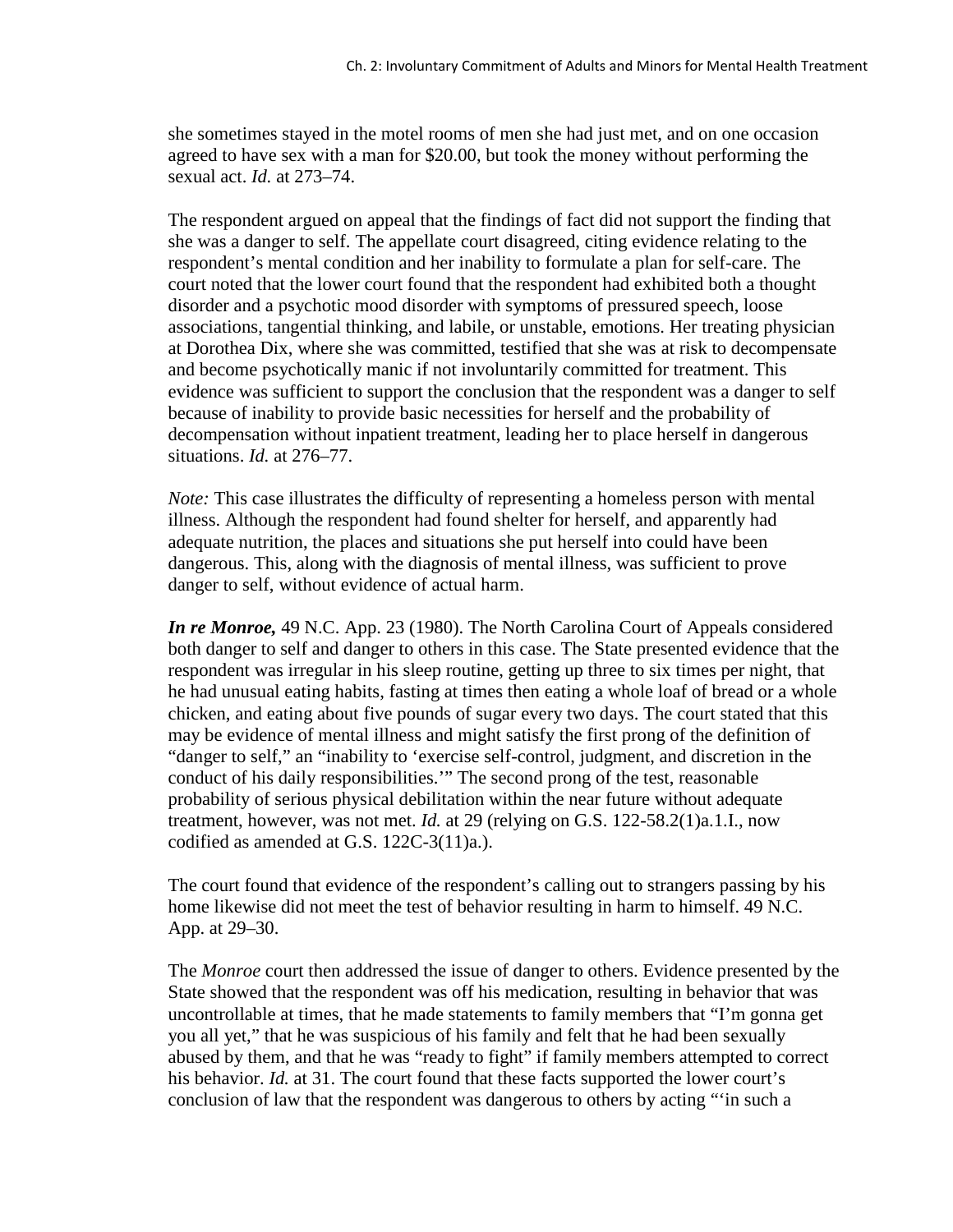she sometimes stayed in the motel rooms of men she had just met, and on one occasion agreed to have sex with a man for $20.00, but took the money without performing the sexual act. *Id.* at 273–74.

The respondent argued on appeal that the findings of fact did not support the finding that she was a danger to self. The appellate court disagreed, citing evidence relating to the respondent's mental condition and her inability to formulate a plan for self-care. The court noted that the lower court found that the respondent had exhibited both a thought disorder and a psychotic mood disorder with symptoms of pressured speech, loose associations, tangential thinking, and labile, or unstable, emotions. Her treating physician at Dorothea Dix, where she was committed, testified that she was at risk to decompensate and become psychotically manic if not involuntarily committed for treatment. This evidence was sufficient to support the conclusion that the respondent was a danger to self because of inability to provide basic necessities for herself and the probability of decompensation without inpatient treatment, leading her to place herself in dangerous situations. *Id.* at 276–77.

*Note:* This case illustrates the difficulty of representing a homeless person with mental illness. Although the respondent had found shelter for herself, and apparently had adequate nutrition, the places and situations she put herself into could have been dangerous. This, along with the diagnosis of mental illness, was sufficient to prove danger to self, without evidence of actual harm.

***In re Monroe,*** 49 N.C. App. 23 (1980). The North Carolina Court of Appeals considered both danger to self and danger to others in this case. The State presented evidence that the respondent was irregular in his sleep routine, getting up three to six times per night, that he had unusual eating habits, fasting at times then eating a whole loaf of bread or a whole chicken, and eating about five pounds of sugar every two days. The court stated that this may be evidence of mental illness and might satisfy the first prong of the definition of "danger to self," an "inability to 'exercise self-control, judgment, and discretion in the conduct of his daily responsibilities.'" The second prong of the test, reasonable probability of serious physical debilitation within the near future without adequate treatment, however, was not met. *Id.* at 29 (relying on G.S. 122-58.2(1)a.1.I., now codified as amended at G.S. 122C-3(11)a.).

The court found that evidence of the respondent's calling out to strangers passing by his home likewise did not meet the test of behavior resulting in harm to himself. 49 N.C. App. at 29–30.

The *Monroe* court then addressed the issue of danger to others. Evidence presented by the State showed that the respondent was off his medication, resulting in behavior that was uncontrollable at times, that he made statements to family members that "I'm gonna get you all yet," that he was suspicious of his family and felt that he had been sexually abused by them, and that he was "ready to fight" if family members attempted to correct his behavior. *Id.* at 31. The court found that these facts supported the lower court's conclusion of law that the respondent was dangerous to others by acting "'in such a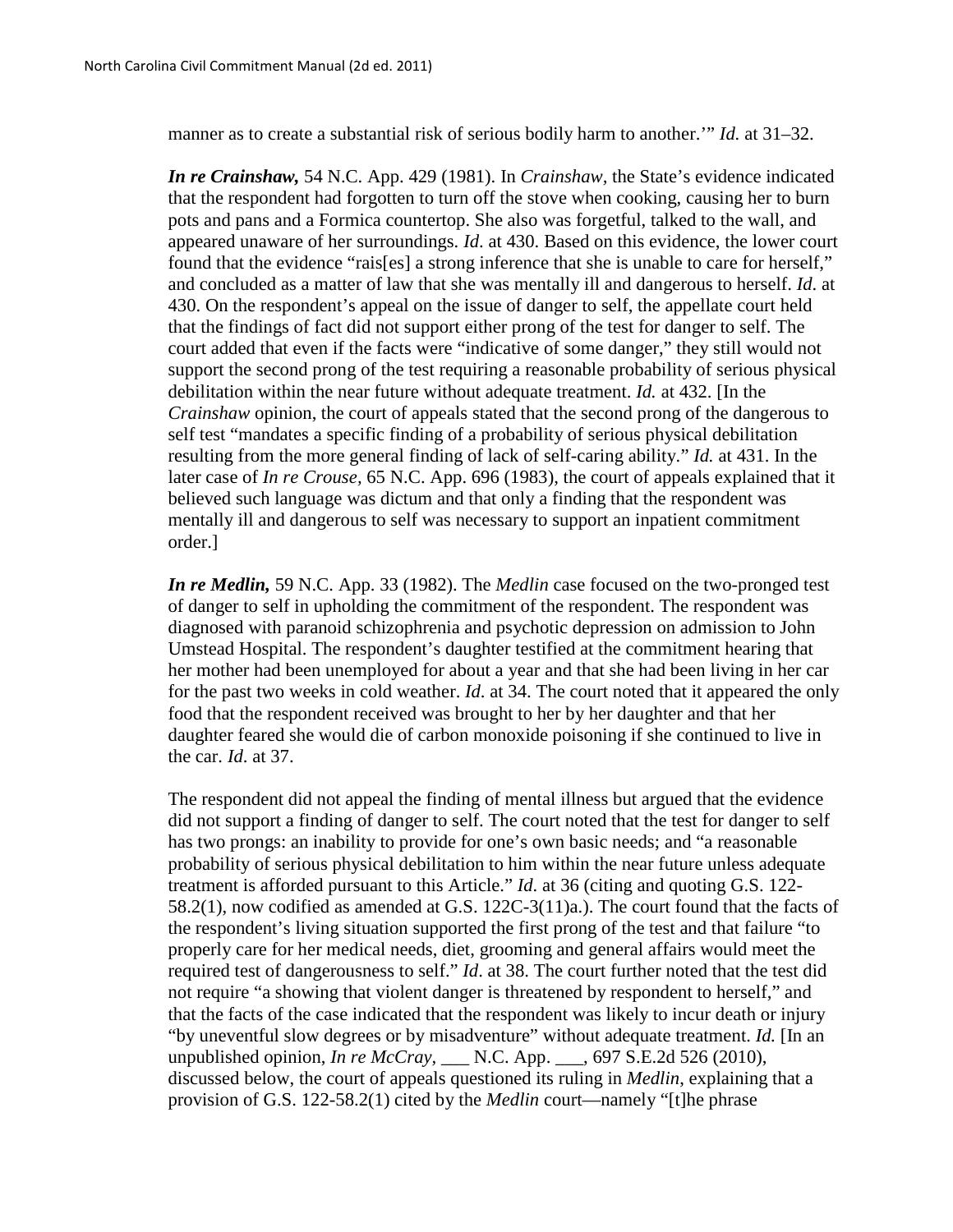manner as to create a substantial risk of serious bodily harm to another.'" *Id.* at 31–32.

***In re Crainshaw,*** 54 N.C. App. 429 (1981). In *Crainshaw*, the State's evidence indicated that the respondent had forgotten to turn off the stove when cooking, causing her to burn pots and pans and a Formica countertop. She also was forgetful, talked to the wall, and appeared unaware of her surroundings. *Id*. at 430. Based on this evidence, the lower court found that the evidence "rais[es] a strong inference that she is unable to care for herself," and concluded as a matter of law that she was mentally ill and dangerous to herself. *Id*. at 430. On the respondent's appeal on the issue of danger to self, the appellate court held that the findings of fact did not support either prong of the test for danger to self. The court added that even if the facts were "indicative of some danger," they still would not support the second prong of the test requiring a reasonable probability of serious physical debilitation within the near future without adequate treatment. *Id.* at 432. [In the *Crainshaw* opinion, the court of appeals stated that the second prong of the dangerous to self test "mandates a specific finding of a probability of serious physical debilitation resulting from the more general finding of lack of self-caring ability." *Id.* at 431. In the later case of *In re Crouse*, 65 N.C. App. 696 (1983), the court of appeals explained that it believed such language was dictum and that only a finding that the respondent was mentally ill and dangerous to self was necessary to support an inpatient commitment order.]

***In re Medlin,*** 59 N.C. App. 33 (1982). The *Medlin* case focused on the two-pronged test of danger to self in upholding the commitment of the respondent. The respondent was diagnosed with paranoid schizophrenia and psychotic depression on admission to John Umstead Hospital. The respondent's daughter testified at the commitment hearing that her mother had been unemployed for about a year and that she had been living in her car for the past two weeks in cold weather. *Id*. at 34. The court noted that it appeared the only food that the respondent received was brought to her by her daughter and that her daughter feared she would die of carbon monoxide poisoning if she continued to live in the car. *Id*. at 37.

The respondent did not appeal the finding of mental illness but argued that the evidence did not support a finding of danger to self. The court noted that the test for danger to self has two prongs: an inability to provide for one's own basic needs; and "a reasonable probability of serious physical debilitation to him within the near future unless adequate treatment is afforded pursuant to this Article." *Id*. at 36 (citing and quoting G.S. 122-58.2(1), now codified as amended at G.S. 122C-3(11)a.). The court found that the facts of the respondent's living situation supported the first prong of the test and that failure "to properly care for her medical needs, diet, grooming and general affairs would meet the required test of dangerousness to self." *Id*. at 38. The court further noted that the test did not require "a showing that violent danger is threatened by respondent to herself," and that the facts of the case indicated that the respondent was likely to incur death or injury "by uneventful slow degrees or by misadventure" without adequate treatment. *Id.* [In an unpublished opinion, *In re McCray*, ___ N.C. App. ___, 697 S.E.2d 526 (2010), discussed below, the court of appeals questioned its ruling in *Medlin*, explaining that a provision of G.S. 122-58.2(1) cited by the *Medlin* court—namely "[t]he phrase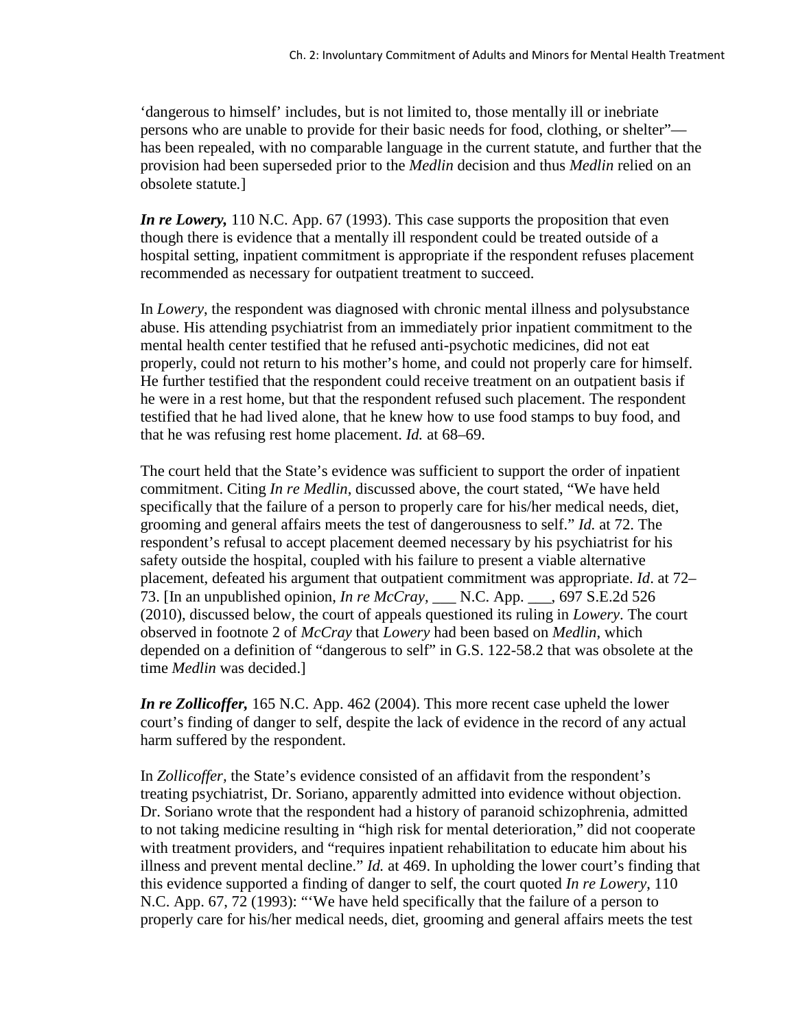'dangerous to himself' includes, but is not limited to, those mentally ill or inebriate persons who are unable to provide for their basic needs for food, clothing, or shelter"—has been repealed, with no comparable language in the current statute, and further that the provision had been superseded prior to the *Medlin* decision and thus *Medlin* relied on an obsolete statute.]

***In re Lowery,*** 110 N.C. App. 67 (1993). This case supports the proposition that even though there is evidence that a mentally ill respondent could be treated outside of a hospital setting, inpatient commitment is appropriate if the respondent refuses placement recommended as necessary for outpatient treatment to succeed.

In *Lowery*, the respondent was diagnosed with chronic mental illness and polysubstance abuse. His attending psychiatrist from an immediately prior inpatient commitment to the mental health center testified that he refused anti-psychotic medicines, did not eat properly, could not return to his mother's home, and could not properly care for himself. He further testified that the respondent could receive treatment on an outpatient basis if he were in a rest home, but that the respondent refused such placement. The respondent testified that he had lived alone, that he knew how to use food stamps to buy food, and that he was refusing rest home placement. *Id.* at 68–69.

The court held that the State's evidence was sufficient to support the order of inpatient commitment. Citing *In re Medlin*, discussed above, the court stated, "We have held specifically that the failure of a person to properly care for his/her medical needs, diet, grooming and general affairs meets the test of dangerousness to self." *Id.* at 72. The respondent's refusal to accept placement deemed necessary by his psychiatrist for his safety outside the hospital, coupled with his failure to present a viable alternative placement, defeated his argument that outpatient commitment was appropriate. *Id*. at 72–73. [In an unpublished opinion, *In re McCray,* ___ N.C. App. ___, 697 S.E.2d 526 (2010), discussed below, the court of appeals questioned its ruling in *Lowery*. The court observed in footnote 2 of *McCray* that *Lowery* had been based on *Medlin*, which depended on a definition of "dangerous to self" in G.S. 122-58.2 that was obsolete at the time *Medlin* was decided.]

***In re Zollicoffer,*** 165 N.C. App. 462 (2004). This more recent case upheld the lower court's finding of danger to self, despite the lack of evidence in the record of any actual harm suffered by the respondent.

In *Zollicoffer*, the State's evidence consisted of an affidavit from the respondent's treating psychiatrist, Dr. Soriano, apparently admitted into evidence without objection. Dr. Soriano wrote that the respondent had a history of paranoid schizophrenia, admitted to not taking medicine resulting in "high risk for mental deterioration," did not cooperate with treatment providers, and "requires inpatient rehabilitation to educate him about his illness and prevent mental decline." *Id.* at 469. In upholding the lower court's finding that this evidence supported a finding of danger to self, the court quoted *In re Lowery*, 110 N.C. App. 67, 72 (1993): "'We have held specifically that the failure of a person to properly care for his/her medical needs, diet, grooming and general affairs meets the test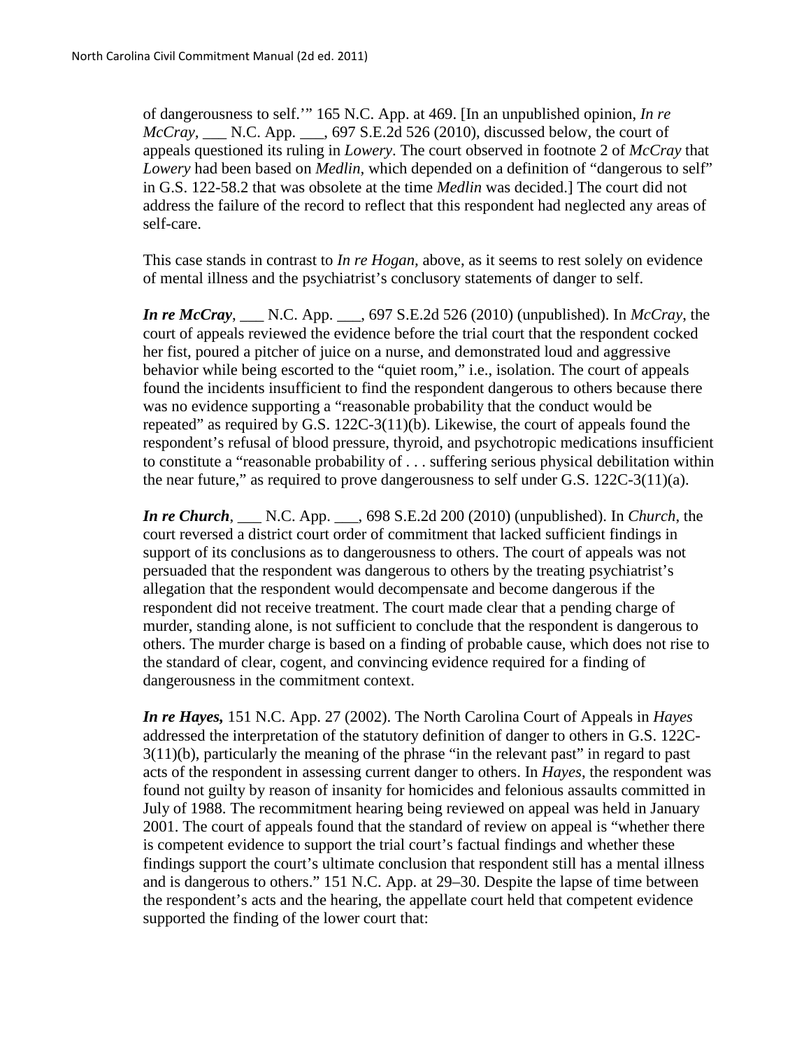of dangerousness to self.'" 165 N.C. App. at 469. [In an unpublished opinion, *In re McCray*, ___ N.C. App. ___, 697 S.E.2d 526 (2010), discussed below, the court of appeals questioned its ruling in *Lowery*. The court observed in footnote 2 of *McCray* that *Lowery* had been based on *Medlin,* which depended on a definition of "dangerous to self" in G.S. 122-58.2 that was obsolete at the time *Medlin* was decided.] The court did not address the failure of the record to reflect that this respondent had neglected any areas of self-care.

This case stands in contrast to *In re Hogan,* above, as it seems to rest solely on evidence of mental illness and the psychiatrist's conclusory statements of danger to self.

***In re McCray***, ___ N.C. App. ___, 697 S.E.2d 526 (2010) (unpublished). In *McCray*, the court of appeals reviewed the evidence before the trial court that the respondent cocked her fist, poured a pitcher of juice on a nurse, and demonstrated loud and aggressive behavior while being escorted to the "quiet room," i.e., isolation. The court of appeals found the incidents insufficient to find the respondent dangerous to others because there was no evidence supporting a "reasonable probability that the conduct would be repeated" as required by G.S. 122C-3(11)(b). Likewise, the court of appeals found the respondent's refusal of blood pressure, thyroid, and psychotropic medications insufficient to constitute a "reasonable probability of . . . suffering serious physical debilitation within the near future," as required to prove dangerousness to self under G.S. 122C-3(11)(a).

***In re Church***, ___ N.C. App. ___, 698 S.E.2d 200 (2010) (unpublished). In *Church*, the court reversed a district court order of commitment that lacked sufficient findings in support of its conclusions as to dangerousness to others. The court of appeals was not persuaded that the respondent was dangerous to others by the treating psychiatrist's allegation that the respondent would decompensate and become dangerous if the respondent did not receive treatment. The court made clear that a pending charge of murder, standing alone, is not sufficient to conclude that the respondent is dangerous to others. The murder charge is based on a finding of probable cause, which does not rise to the standard of clear, cogent, and convincing evidence required for a finding of dangerousness in the commitment context.

***In re Hayes,*** 151 N.C. App. 27 (2002). The North Carolina Court of Appeals in *Hayes* addressed the interpretation of the statutory definition of danger to others in G.S. 122C-3(11)(b), particularly the meaning of the phrase "in the relevant past" in regard to past acts of the respondent in assessing current danger to others. In *Hayes*, the respondent was found not guilty by reason of insanity for homicides and felonious assaults committed in July of 1988. The recommitment hearing being reviewed on appeal was held in January 2001. The court of appeals found that the standard of review on appeal is "whether there is competent evidence to support the trial court's factual findings and whether these findings support the court's ultimate conclusion that respondent still has a mental illness and is dangerous to others." 151 N.C. App. at 29–30. Despite the lapse of time between the respondent's acts and the hearing, the appellate court held that competent evidence supported the finding of the lower court that: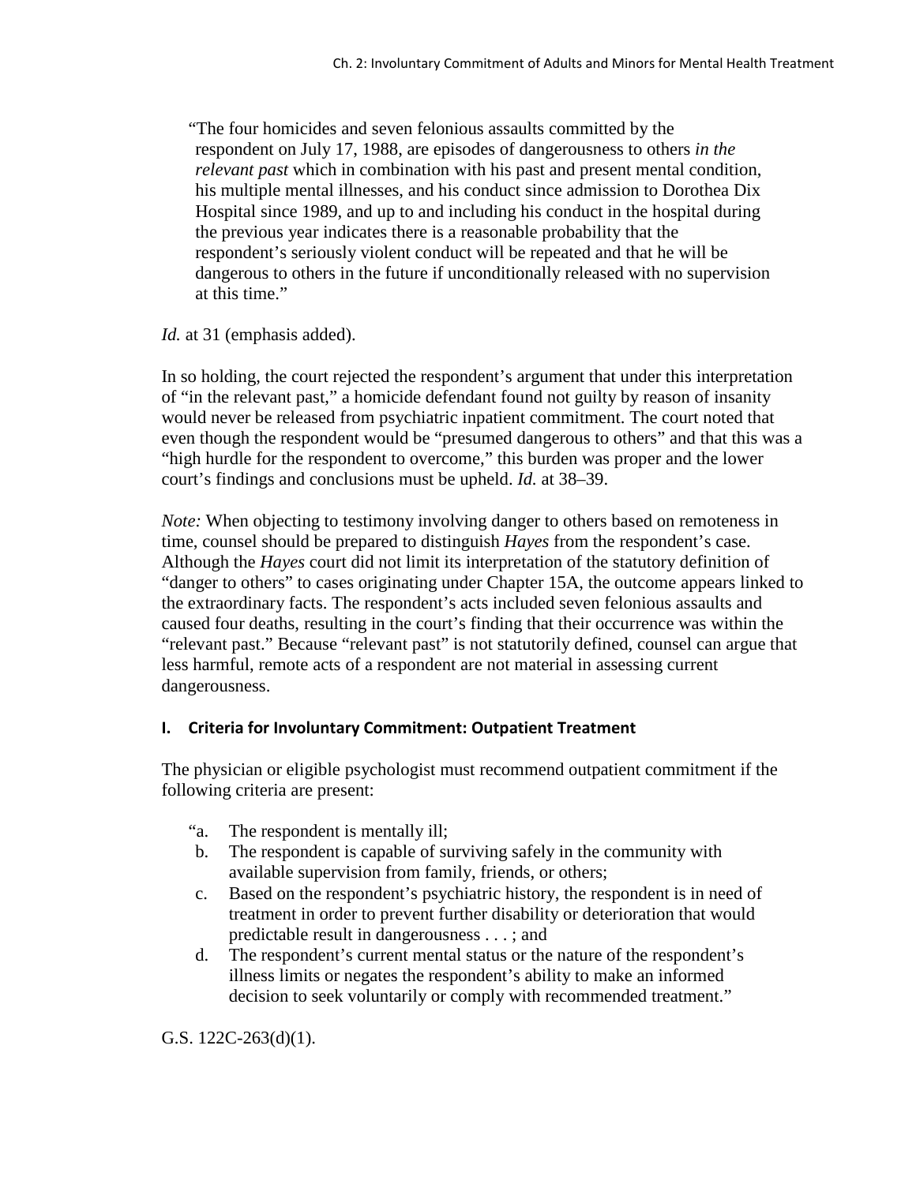"The four homicides and seven felonious assaults committed by the respondent on July 17, 1988, are episodes of dangerousness to others *in the relevant past* which in combination with his past and present mental condition, his multiple mental illnesses, and his conduct since admission to Dorothea Dix Hospital since 1989, and up to and including his conduct in the hospital during the previous year indicates there is a reasonable probability that the respondent's seriously violent conduct will be repeated and that he will be dangerous to others in the future if unconditionally released with no supervision at this time."

*Id.* at 31 (emphasis added).

In so holding, the court rejected the respondent's argument that under this interpretation of "in the relevant past," a homicide defendant found not guilty by reason of insanity would never be released from psychiatric inpatient commitment. The court noted that even though the respondent would be "presumed dangerous to others" and that this was a "high hurdle for the respondent to overcome," this burden was proper and the lower court's findings and conclusions must be upheld. *Id.* at 38–39.

*Note:* When objecting to testimony involving danger to others based on remoteness in time, counsel should be prepared to distinguish *Hayes* from the respondent's case. Although the *Hayes* court did not limit its interpretation of the statutory definition of "danger to others" to cases originating under Chapter 15A, the outcome appears linked to the extraordinary facts. The respondent's acts included seven felonious assaults and caused four deaths, resulting in the court's finding that their occurrence was within the "relevant past." Because "relevant past" is not statutorily defined, counsel can argue that less harmful, remote acts of a respondent are not material in assessing current dangerousness.

## I. Criteria for Involuntary Commitment: Outpatient Treatment

The physician or eligible psychologist must recommend outpatient commitment if the following criteria are present:

"a. The respondent is mentally ill;
b. The respondent is capable of surviving safely in the community with available supervision from family, friends, or others;
c. Based on the respondent's psychiatric history, the respondent is in need of treatment in order to prevent further disability or deterioration that would predictable result in dangerousness . . . ; and
d. The respondent's current mental status or the nature of the respondent's illness limits or negates the respondent's ability to make an informed decision to seek voluntarily or comply with recommended treatment."

G.S. 122C-263(d)(1).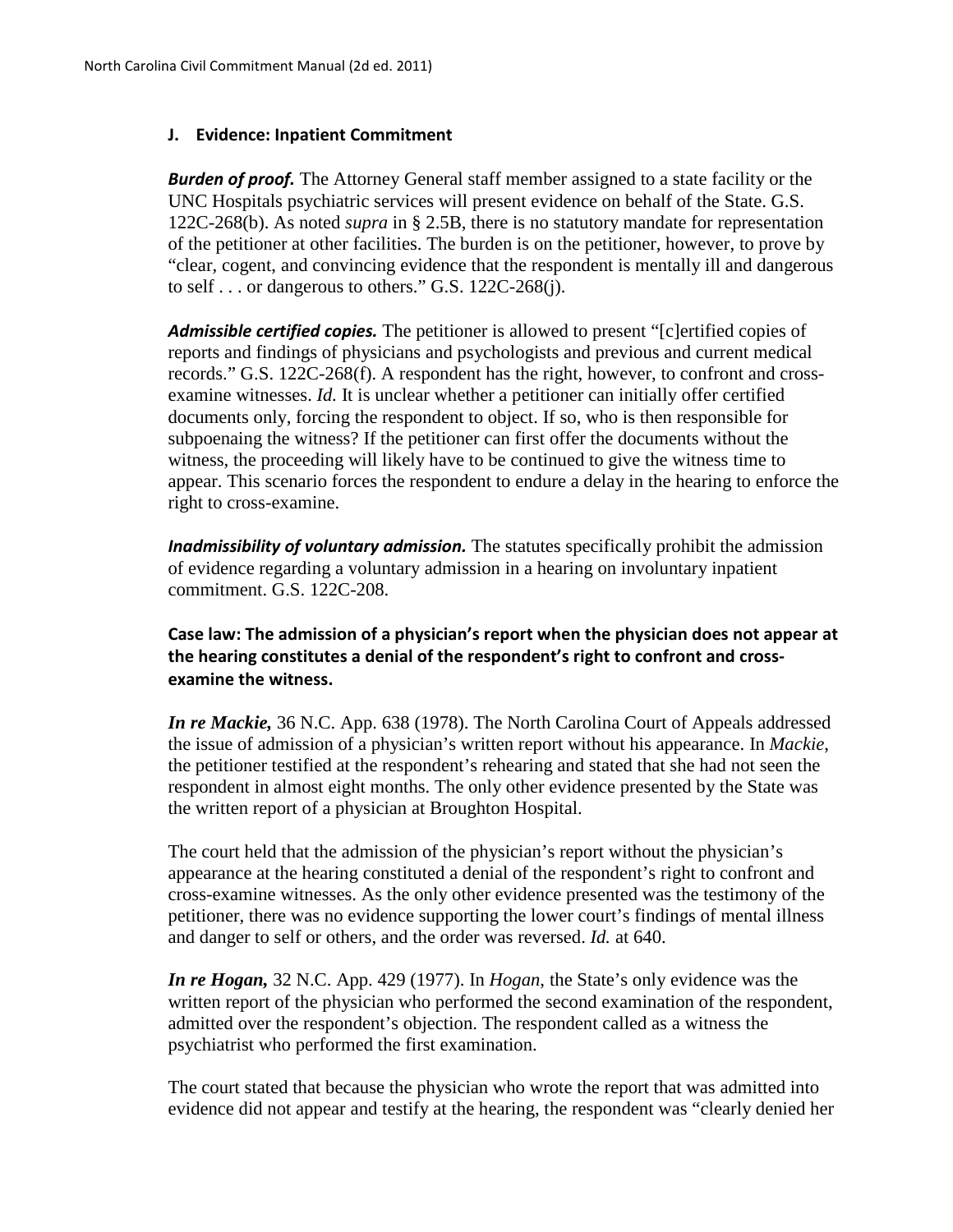### J. Evidence: Inpatient Commitment

***Burden of proof.*** The Attorney General staff member assigned to a state facility or the UNC Hospitals psychiatric services will present evidence on behalf of the State. G.S. 122C-268(b). As noted *supra* in § 2.5B, there is no statutory mandate for representation of the petitioner at other facilities. The burden is on the petitioner, however, to prove by "clear, cogent, and convincing evidence that the respondent is mentally ill and dangerous to self . . . or dangerous to others." G.S. 122C-268(j).

***Admissible certified copies.*** The petitioner is allowed to present "[c]ertified copies of reports and findings of physicians and psychologists and previous and current medical records." G.S. 122C-268(f). A respondent has the right, however, to confront and cross-examine witnesses. *Id.* It is unclear whether a petitioner can initially offer certified documents only, forcing the respondent to object. If so, who is then responsible for subpoenaing the witness? If the petitioner can first offer the documents without the witness, the proceeding will likely have to be continued to give the witness time to appear. This scenario forces the respondent to endure a delay in the hearing to enforce the right to cross-examine.

***Inadmissibility of voluntary admission.*** The statutes specifically prohibit the admission of evidence regarding a voluntary admission in a hearing on involuntary inpatient commitment. G.S. 122C-208.

#### Case law: The admission of a physician's report when the physician does not appear at the hearing constitutes a denial of the respondent's right to confront and cross-examine the witness.

***In re Mackie,*** 36 N.C. App. 638 (1978). The North Carolina Court of Appeals addressed the issue of admission of a physician's written report without his appearance. In *Mackie*, the petitioner testified at the respondent's rehearing and stated that she had not seen the respondent in almost eight months. The only other evidence presented by the State was the written report of a physician at Broughton Hospital.

The court held that the admission of the physician's report without the physician's appearance at the hearing constituted a denial of the respondent's right to confront and cross-examine witnesses. As the only other evidence presented was the testimony of the petitioner, there was no evidence supporting the lower court's findings of mental illness and danger to self or others, and the order was reversed. *Id.* at 640.

***In re Hogan,*** 32 N.C. App. 429 (1977). In *Hogan*, the State's only evidence was the written report of the physician who performed the second examination of the respondent, admitted over the respondent's objection. The respondent called as a witness the psychiatrist who performed the first examination.

The court stated that because the physician who wrote the report that was admitted into evidence did not appear and testify at the hearing, the respondent was "clearly denied her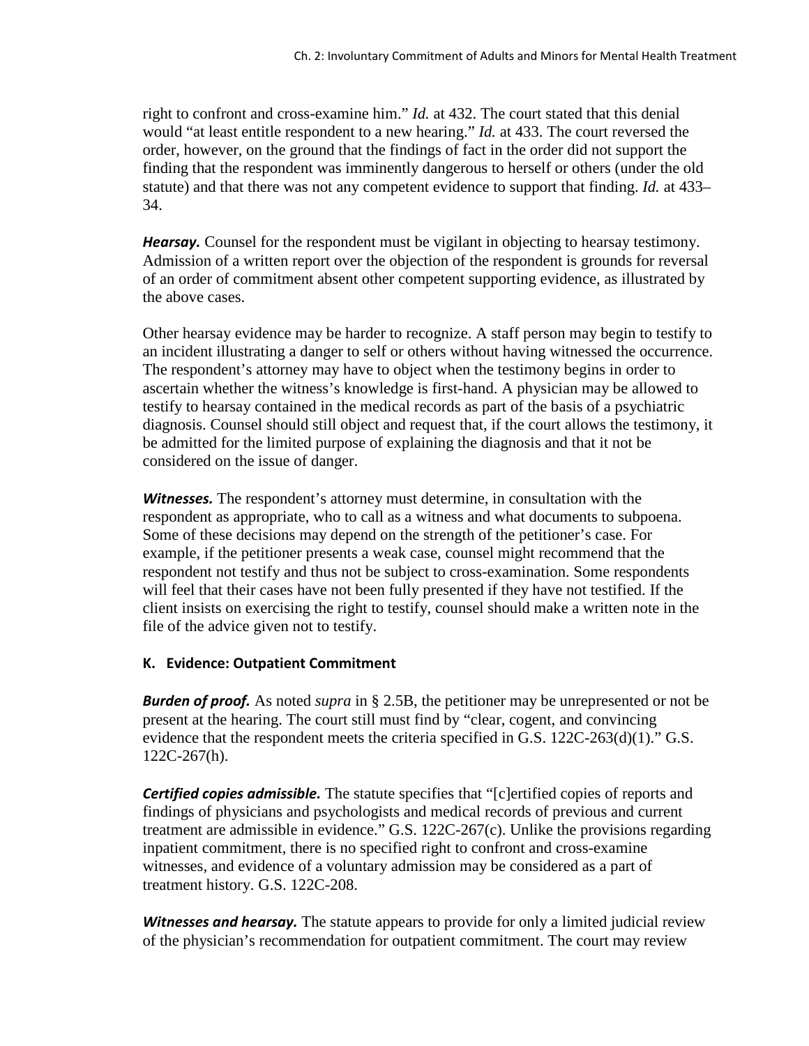right to confront and cross-examine him." *Id.* at 432. The court stated that this denial would "at least entitle respondent to a new hearing." *Id.* at 433. The court reversed the order, however, on the ground that the findings of fact in the order did not support the finding that the respondent was imminently dangerous to herself or others (under the old statute) and that there was not any competent evidence to support that finding. *Id.* at 433–34.

***Hearsay.*** Counsel for the respondent must be vigilant in objecting to hearsay testimony. Admission of a written report over the objection of the respondent is grounds for reversal of an order of commitment absent other competent supporting evidence, as illustrated by the above cases.

Other hearsay evidence may be harder to recognize. A staff person may begin to testify to an incident illustrating a danger to self or others without having witnessed the occurrence. The respondent's attorney may have to object when the testimony begins in order to ascertain whether the witness's knowledge is first-hand. A physician may be allowed to testify to hearsay contained in the medical records as part of the basis of a psychiatric diagnosis. Counsel should still object and request that, if the court allows the testimony, it be admitted for the limited purpose of explaining the diagnosis and that it not be considered on the issue of danger.

***Witnesses.*** The respondent's attorney must determine, in consultation with the respondent as appropriate, who to call as a witness and what documents to subpoena. Some of these decisions may depend on the strength of the petitioner's case. For example, if the petitioner presents a weak case, counsel might recommend that the respondent not testify and thus not be subject to cross-examination. Some respondents will feel that their cases have not been fully presented if they have not testified. If the client insists on exercising the right to testify, counsel should make a written note in the file of the advice given not to testify.

### K. Evidence: Outpatient Commitment

***Burden of proof.*** As noted *supra* in § 2.5B, the petitioner may be unrepresented or not be present at the hearing. The court still must find by "clear, cogent, and convincing evidence that the respondent meets the criteria specified in G.S. 122C-263(d)(1)." G.S. 122C-267(h).

***Certified copies admissible.*** The statute specifies that "[c]ertified copies of reports and findings of physicians and psychologists and medical records of previous and current treatment are admissible in evidence." G.S. 122C-267(c). Unlike the provisions regarding inpatient commitment, there is no specified right to confront and cross-examine witnesses, and evidence of a voluntary admission may be considered as a part of treatment history. G.S. 122C-208.

***Witnesses and hearsay.*** The statute appears to provide for only a limited judicial review of the physician's recommendation for outpatient commitment. The court may review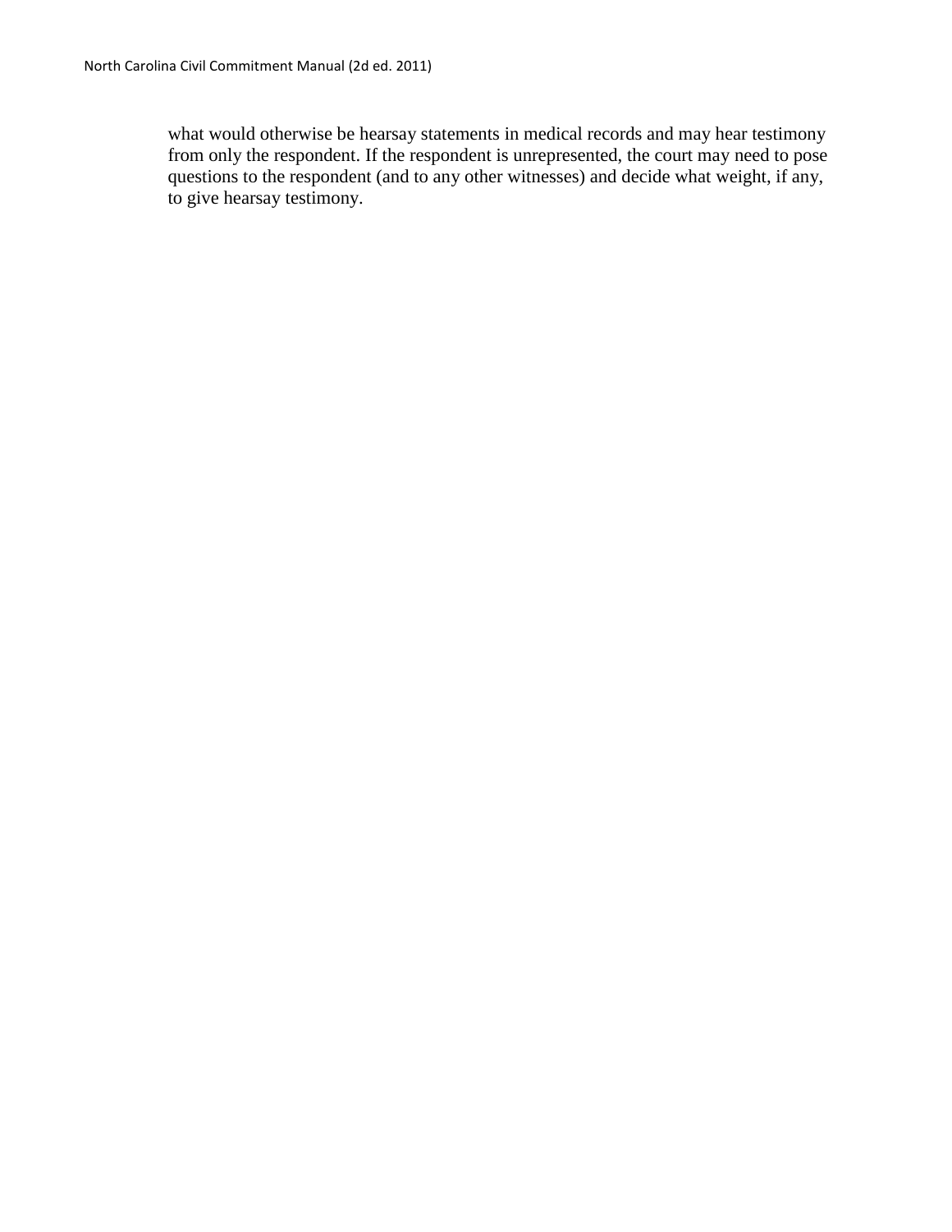what would otherwise be hearsay statements in medical records and may hear testimony from only the respondent. If the respondent is unrepresented, the court may need to pose questions to the respondent (and to any other witnesses) and decide what weight, if any, to give hearsay testimony.